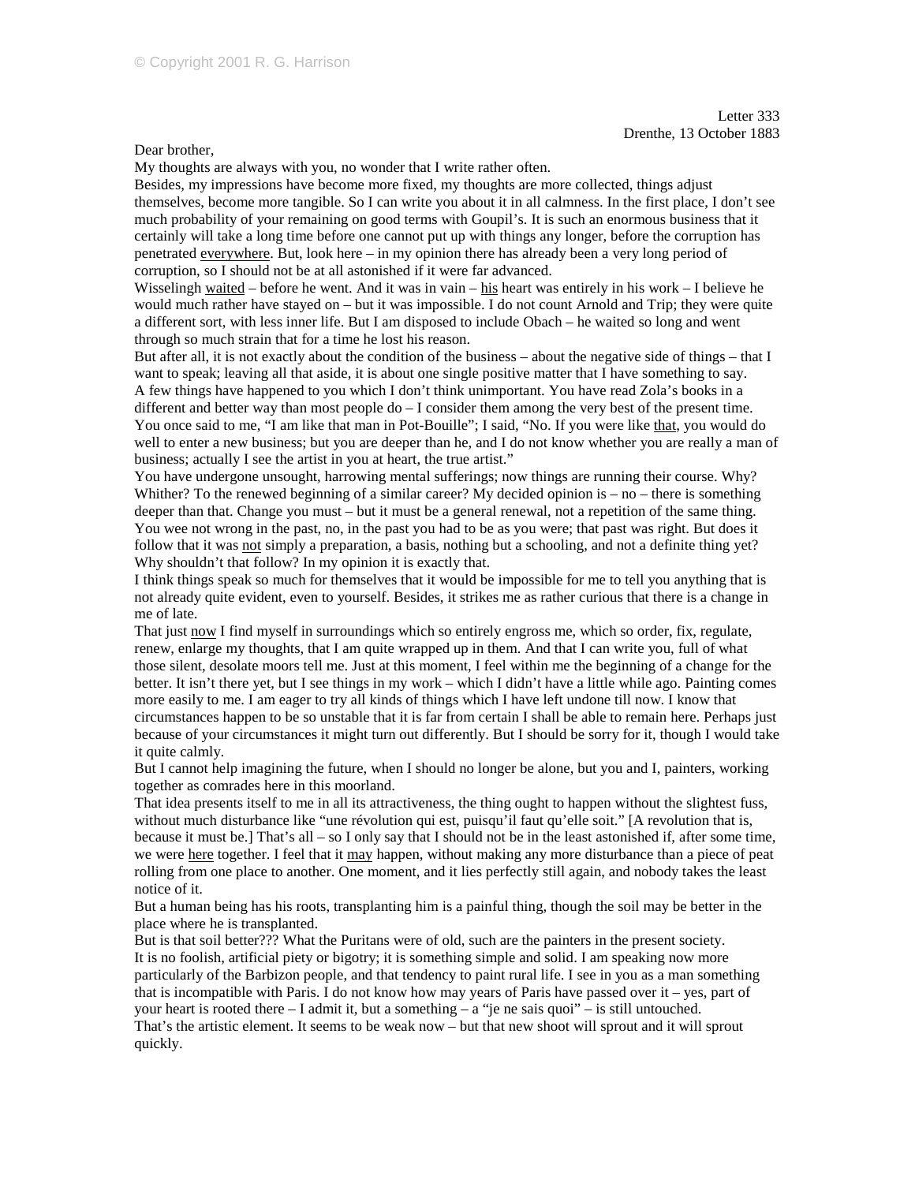Letter 333
Drenthe, 13 October 1883

Dear brother,

My thoughts are always with you, no wonder that I write rather often.

Besides, my impressions have become more fixed, my thoughts are more collected, things adjust themselves, become more tangible. So I can write you about it in all calmness. In the first place, I don't see much probability of your remaining on good terms with Goupil's. It is such an enormous business that it certainly will take a long time before one cannot put up with things any longer, before the corruption has penetrated <u>everywhere</u>. But, look here – in my opinion there has already been a very long period of corruption, so I should not be at all astonished if it were far advanced.

Wisselingh <u>waited</u> – before he went. And it was in vain – <u>his</u> heart was entirely in his work – I believe he would much rather have stayed on – but it was impossible. I do not count Arnold and Trip; they were quite a different sort, with less inner life. But I am disposed to include Obach – he waited so long and went through so much strain that for a time he lost his reason.

But after all, it is not exactly about the condition of the business – about the negative side of things – that I want to speak; leaving all that aside, it is about one single positive matter that I have something to say.

A few things have happened to you which I don't think unimportant. You have read Zola's books in a different and better way than most people do – I consider them among the very best of the present time. You once said to me, "I am like that man in Pot-Bouille"; I said, "No. If you were like <u>that</u>, you would do well to enter a new business; but you are deeper than he, and I do not know whether you are really a man of business; actually I see the artist in you at heart, the true artist."

You have undergone unsought, harrowing mental sufferings; now things are running their course. Why? Whither? To the renewed beginning of a similar career? My decided opinion is – no – there is something deeper than that. Change you must – but it must be a general renewal, not a repetition of the same thing. You wee not wrong in the past, no, in the past you had to be as you were; that past was right. But does it follow that it was <u>not</u> simply a preparation, a basis, nothing but a schooling, and not a definite thing yet? Why shouldn't that follow? In my opinion it is exactly that.

I think things speak so much for themselves that it would be impossible for me to tell you anything that is not already quite evident, even to yourself. Besides, it strikes me as rather curious that there is a change in me of late.

That just <u>now</u> I find myself in surroundings which so entirely engross me, which so order, fix, regulate, renew, enlarge my thoughts, that I am quite wrapped up in them. And that I can write you, full of what those silent, desolate moors tell me. Just at this moment, I feel within me the beginning of a change for the better. It isn't there yet, but I see things in my work – which I didn't have a little while ago. Painting comes more easily to me. I am eager to try all kinds of things which I have left undone till now. I know that circumstances happen to be so unstable that it is far from certain I shall be able to remain here. Perhaps just because of your circumstances it might turn out differently. But I should be sorry for it, though I would take it quite calmly.

But I cannot help imagining the future, when I should no longer be alone, but you and I, painters, working together as comrades here in this moorland.

That idea presents itself to me in all its attractiveness, the thing ought to happen without the slightest fuss, without much disturbance like "une révolution qui est, puisqu'il faut qu'elle soit." [A revolution that is, because it must be.] That's all – so I only say that I should not be in the least astonished if, after some time, we were <u>here</u> together. I feel that it <u>may</u> happen, without making any more disturbance than a piece of peat rolling from one place to another. One moment, and it lies perfectly still again, and nobody takes the least notice of it.

But a human being has his roots, transplanting him is a painful thing, though the soil may be better in the place where he is transplanted.

But is that soil better??? What the Puritans were of old, such are the painters in the present society. It is no foolish, artificial piety or bigotry; it is something simple and solid. I am speaking now more particularly of the Barbizon people, and that tendency to paint rural life. I see in you as a man something that is incompatible with Paris. I do not know how may years of Paris have passed over it – yes, part of your heart is rooted there – I admit it, but a something – a "je ne sais quoi" – is still untouched.

That's the artistic element. It seems to be weak now – but that new shoot will sprout and it will sprout quickly.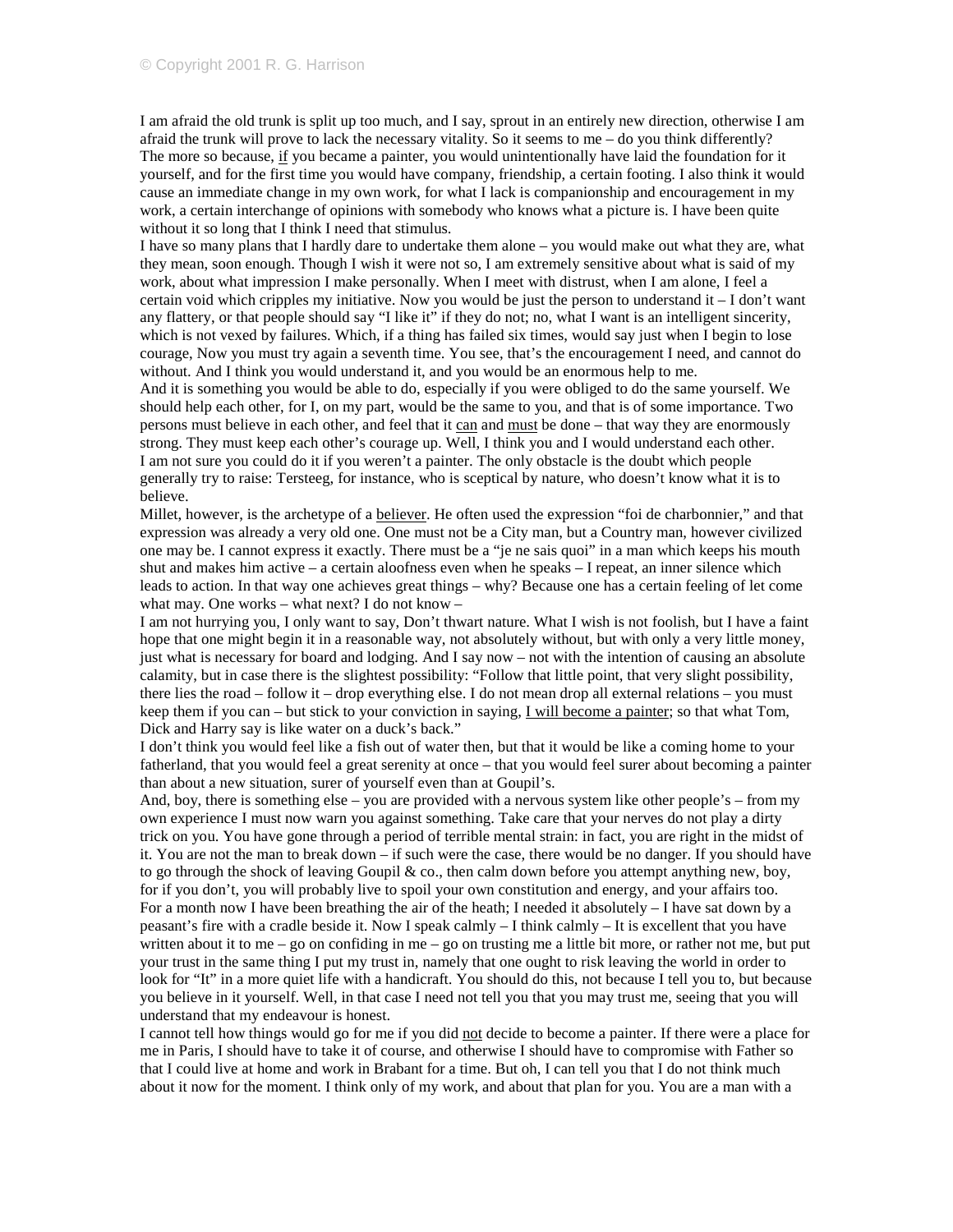I am afraid the old trunk is split up too much, and I say, sprout in an entirely new direction, otherwise I am afraid the trunk will prove to lack the necessary vitality. So it seems to me – do you think differently? The more so because, if you became a painter, you would unintentionally have laid the foundation for it yourself, and for the first time you would have company, friendship, a certain footing. I also think it would cause an immediate change in my own work, for what I lack is companionship and encouragement in my work, a certain interchange of opinions with somebody who knows what a picture is. I have been quite without it so long that I think I need that stimulus.

I have so many plans that I hardly dare to undertake them alone – you would make out what they are, what they mean, soon enough. Though I wish it were not so, I am extremely sensitive about what is said of my work, about what impression I make personally. When I meet with distrust, when I am alone, I feel a certain void which cripples my initiative. Now you would be just the person to understand it – I don't want any flattery, or that people should say "I like it" if they do not; no, what I want is an intelligent sincerity, which is not vexed by failures. Which, if a thing has failed six times, would say just when I begin to lose courage, Now you must try again a seventh time. You see, that's the encouragement I need, and cannot do without. And I think you would understand it, and you would be an enormous help to me.

And it is something you would be able to do, especially if you were obliged to do the same yourself. We should help each other, for I, on my part, would be the same to you, and that is of some importance. Two persons must believe in each other, and feel that it can and must be done – that way they are enormously strong. They must keep each other's courage up. Well, I think you and I would understand each other. I am not sure you could do it if you weren't a painter. The only obstacle is the doubt which people generally try to raise: Tersteeg, for instance, who is sceptical by nature, who doesn't know what it is to believe.

Millet, however, is the archetype of a believer. He often used the expression "foi de charbonnier," and that expression was already a very old one. One must not be a City man, but a Country man, however civilized one may be. I cannot express it exactly. There must be a "je ne sais quoi" in a man which keeps his mouth shut and makes him active – a certain aloofness even when he speaks – I repeat, an inner silence which leads to action. In that way one achieves great things – why? Because one has a certain feeling of let come what may. One works – what next? I do not know –

I am not hurrying you, I only want to say, Don't thwart nature. What I wish is not foolish, but I have a faint hope that one might begin it in a reasonable way, not absolutely without, but with only a very little money, just what is necessary for board and lodging. And I say now – not with the intention of causing an absolute calamity, but in case there is the slightest possibility: "Follow that little point, that very slight possibility, there lies the road – follow it – drop everything else. I do not mean drop all external relations – you must keep them if you can – but stick to your conviction in saying, I will become a painter; so that what Tom, Dick and Harry say is like water on a duck's back."

I don't think you would feel like a fish out of water then, but that it would be like a coming home to your fatherland, that you would feel a great serenity at once – that you would feel surer about becoming a painter than about a new situation, surer of yourself even than at Goupil's.

And, boy, there is something else – you are provided with a nervous system like other people's – from my own experience I must now warn you against something. Take care that your nerves do not play a dirty trick on you. You have gone through a period of terrible mental strain: in fact, you are right in the midst of it. You are not the man to break down – if such were the case, there would be no danger. If you should have to go through the shock of leaving Goupil & co., then calm down before you attempt anything new, boy, for if you don't, you will probably live to spoil your own constitution and energy, and your affairs too.

For a month now I have been breathing the air of the heath; I needed it absolutely – I have sat down by a peasant's fire with a cradle beside it. Now I speak calmly – I think calmly – It is excellent that you have written about it to me – go on confiding in me – go on trusting me a little bit more, or rather not me, but put your trust in the same thing I put my trust in, namely that one ought to risk leaving the world in order to look for "It" in a more quiet life with a handicraft. You should do this, not because I tell you to, but because you believe in it yourself. Well, in that case I need not tell you that you may trust me, seeing that you will understand that my endeavour is honest.

I cannot tell how things would go for me if you did not decide to become a painter. If there were a place for me in Paris, I should have to take it of course, and otherwise I should have to compromise with Father so that I could live at home and work in Brabant for a time. But oh, I can tell you that I do not think much about it now for the moment. I think only of my work, and about that plan for you. You are a man with a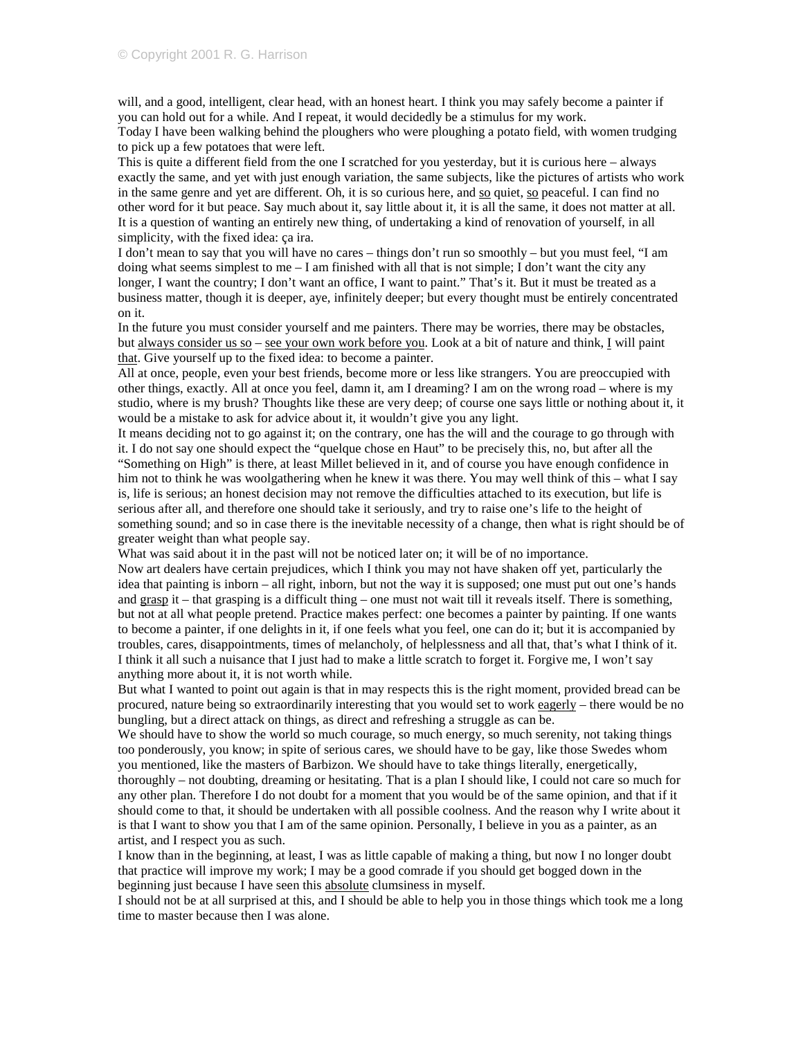will, and a good, intelligent, clear head, with an honest heart. I think you may safely become a painter if you can hold out for a while. And I repeat, it would decidedly be a stimulus for my work.

Today I have been walking behind the ploughers who were ploughing a potato field, with women trudging to pick up a few potatoes that were left.

This is quite a different field from the one I scratched for you yesterday, but it is curious here – always exactly the same, and yet with just enough variation, the same subjects, like the pictures of artists who work in the same genre and yet are different. Oh, it is so curious here, and so quiet, so peaceful. I can find no other word for it but peace. Say much about it, say little about it, it is all the same, it does not matter at all. It is a question of wanting an entirely new thing, of undertaking a kind of renovation of yourself, in all simplicity, with the fixed idea: ça ira.

I don't mean to say that you will have no cares – things don't run so smoothly – but you must feel, "I am doing what seems simplest to me – I am finished with all that is not simple; I don't want the city any longer, I want the country; I don't want an office, I want to paint." That's it. But it must be treated as a business matter, though it is deeper, aye, infinitely deeper; but every thought must be entirely concentrated on it.

In the future you must consider yourself and me painters. There may be worries, there may be obstacles, but always consider us so – see your own work before you. Look at a bit of nature and think, I will paint that. Give yourself up to the fixed idea: to become a painter.

All at once, people, even your best friends, become more or less like strangers. You are preoccupied with other things, exactly. All at once you feel, damn it, am I dreaming? I am on the wrong road – where is my studio, where is my brush? Thoughts like these are very deep; of course one says little or nothing about it, it would be a mistake to ask for advice about it, it wouldn't give you any light.

It means deciding not to go against it; on the contrary, one has the will and the courage to go through with it. I do not say one should expect the "quelque chose en Haut" to be precisely this, no, but after all the "Something on High" is there, at least Millet believed in it, and of course you have enough confidence in him not to think he was woolgathering when he knew it was there. You may well think of this – what I say is, life is serious; an honest decision may not remove the difficulties attached to its execution, but life is serious after all, and therefore one should take it seriously, and try to raise one's life to the height of something sound; and so in case there is the inevitable necessity of a change, then what is right should be of greater weight than what people say.

What was said about it in the past will not be noticed later on; it will be of no importance.

Now art dealers have certain prejudices, which I think you may not have shaken off yet, particularly the idea that painting is inborn – all right, inborn, but not the way it is supposed; one must put out one's hands and grasp it – that grasping is a difficult thing – one must not wait till it reveals itself. There is something, but not at all what people pretend. Practice makes perfect: one becomes a painter by painting. If one wants to become a painter, if one delights in it, if one feels what you feel, one can do it; but it is accompanied by troubles, cares, disappointments, times of melancholy, of helplessness and all that, that's what I think of it. I think it all such a nuisance that I just had to make a little scratch to forget it. Forgive me, I won't say anything more about it, it is not worth while.

But what I wanted to point out again is that in may respects this is the right moment, provided bread can be procured, nature being so extraordinarily interesting that you would set to work eagerly – there would be no bungling, but a direct attack on things, as direct and refreshing a struggle as can be.

We should have to show the world so much courage, so much energy, so much serenity, not taking things too ponderously, you know; in spite of serious cares, we should have to be gay, like those Swedes whom you mentioned, like the masters of Barbizon. We should have to take things literally, energetically, thoroughly – not doubting, dreaming or hesitating. That is a plan I should like, I could not care so much for any other plan. Therefore I do not doubt for a moment that you would be of the same opinion, and that if it should come to that, it should be undertaken with all possible coolness. And the reason why I write about it is that I want to show you that I am of the same opinion. Personally, I believe in you as a painter, as an artist, and I respect you as such.

I know than in the beginning, at least, I was as little capable of making a thing, but now I no longer doubt that practice will improve my work; I may be a good comrade if you should get bogged down in the beginning just because I have seen this absolute clumsiness in myself.

I should not be at all surprised at this, and I should be able to help you in those things which took me a long time to master because then I was alone.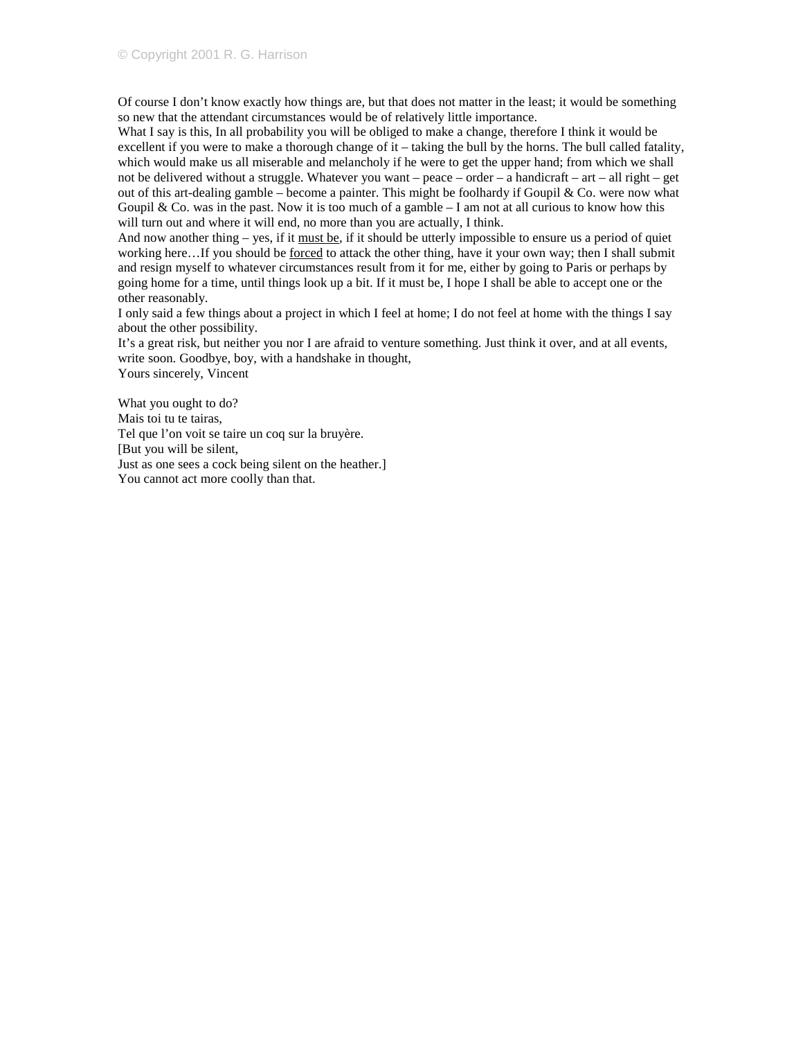Of course I don't know exactly how things are, but that does not matter in the least; it would be something so new that the attendant circumstances would be of relatively little importance.

What I say is this, In all probability you will be obliged to make a change, therefore I think it would be excellent if you were to make a thorough change of it – taking the bull by the horns. The bull called fatality, which would make us all miserable and melancholy if he were to get the upper hand; from which we shall not be delivered without a struggle. Whatever you want – peace – order – a handicraft – art – all right – get out of this art-dealing gamble – become a painter. This might be foolhardy if Goupil & Co. were now what Goupil & Co. was in the past. Now it is too much of a gamble – I am not at all curious to know how this will turn out and where it will end, no more than you are actually, I think.

And now another thing – yes, if it must be, if it should be utterly impossible to ensure us a period of quiet working here…If you should be forced to attack the other thing, have it your own way; then I shall submit and resign myself to whatever circumstances result from it for me, either by going to Paris or perhaps by going home for a time, until things look up a bit. If it must be, I hope I shall be able to accept one or the other reasonably.

I only said a few things about a project in which I feel at home; I do not feel at home with the things I say about the other possibility.

It's a great risk, but neither you nor I are afraid to venture something. Just think it over, and at all events, write soon. Goodbye, boy, with a handshake in thought,

Yours sincerely, Vincent

What you ought to do?

Mais toi tu te tairas,

Tel que l'on voit se taire un coq sur la bruyère.

[But you will be silent,

Just as one sees a cock being silent on the heather.]

You cannot act more coolly than that.